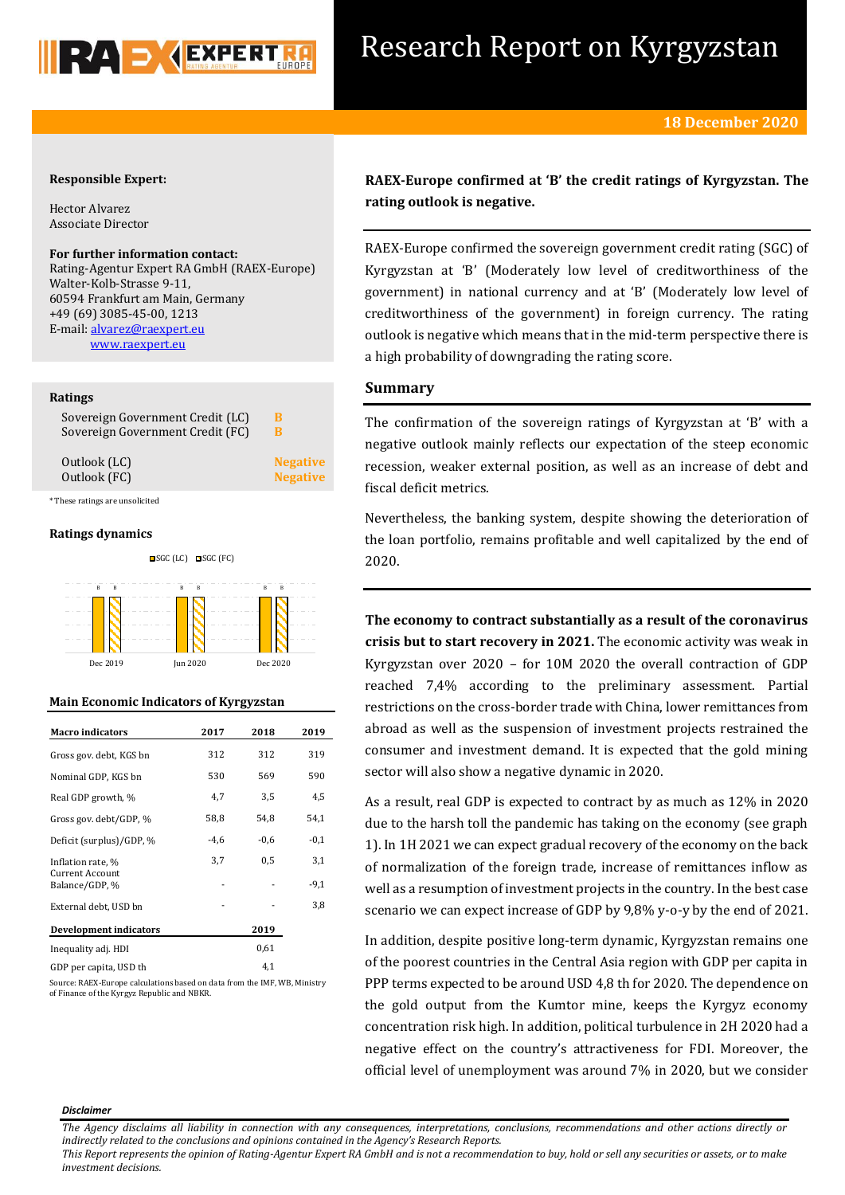# Research Report on Kyrgyzstan

**18 December 2020**

**Responsible Expert:**

Hector Alvarez
Associate Director

**For further information contact:**
Rating-Agentur Expert RA GmbH (RAEX-Europe)
Walter-Kolb-Strasse 9-11,
60594 Frankfurt am Main, Germany
+49 (69) 3085-45-00, 1213
E-mail: alvarez@raexpert.eu
www.raexpert.eu

**Ratings**

| | |
|---|---|
| Sovereign Government Credit (LC) | B |
| Sovereign Government Credit (FC) | B |
| Outlook (LC) | Negative |
| Outlook (FC) | Negative |

*These ratings are unsolicited

**Ratings dynamics**

SGC (LC) SGC (FC)

| | Dec 2019 | Jun 2020 | Dec 2020 |
|---|---|---|---|
| SGC (LC) | B | B | B |
| SGC (FC) | B | B | B |

**Main Economic Indicators of Kyrgyzstan**

| Macro indicators | 2017 | 2018 | 2019 |
|---|---|---|---|
| Gross gov. debt, KGS bn | 312 | 312 | 319 |
| Nominal GDP, KGS bn | 530 | 569 | 590 |
| Real GDP growth, % | 4,7 | 3,5 | 4,5 |
| Gross gov. debt/GDP, % | 58,8 | 54,8 | 54,1 |
| Deficit (surplus)/GDP, % | -4,6 | -0,6 | -0,1 |
| Inflation rate, % | 3,7 | 0,5 | 3,1 |
| Current Account Balance/GDP, % | - | - | -9,1 |
| External debt, USD bn | - | - | 3,8 |
| **Development indicators** | | | **2019** |
| Inequality adj. HDI | | | 0,61 |
| GDP per capita, USD th | | | 4,1 |

Source: RAEX-Europe calculations based on data from the IMF, WB, Ministry of Finance of the Kyrgyz Republic and NBKR.

**RAEX-Europe confirmed at 'B' the credit ratings of Kyrgyzstan. The rating outlook is negative.**

RAEX-Europe confirmed the sovereign government credit rating (SGC) of Kyrgyzstan at 'B' (Moderately low level of creditworthiness of the government) in national currency and at 'B' (Moderately low level of creditworthiness of the government) in foreign currency. The rating outlook is negative which means that in the mid-term perspective there is a high probability of downgrading the rating score.

## Summary

The confirmation of the sovereign ratings of Kyrgyzstan at 'B' with a negative outlook mainly reflects our expectation of the steep economic recession, weaker external position, as well as an increase of debt and fiscal deficit metrics.

Nevertheless, the banking system, despite showing the deterioration of the loan portfolio, remains profitable and well capitalized by the end of 2020.

**The economy to contract substantially as a result of the coronavirus crisis but to start recovery in 2021.** The economic activity was weak in Kyrgyzstan over 2020 – for 10M 2020 the overall contraction of GDP reached 7,4% according to the preliminary assessment. Partial restrictions on the cross-border trade with China, lower remittances from abroad as well as the suspension of investment projects restrained the consumer and investment demand. It is expected that the gold mining sector will also show a negative dynamic in 2020.

As a result, real GDP is expected to contract by as much as 12% in 2020 due to the harsh toll the pandemic has taking on the economy (see graph 1). In 1H 2021 we can expect gradual recovery of the economy on the back of normalization of the foreign trade, increase of remittances inflow as well as a resumption of investment projects in the country. In the best case scenario we can expect increase of GDP by 9,8% y-o-y by the end of 2021.

In addition, despite positive long-term dynamic, Kyrgyzstan remains one of the poorest countries in the Central Asia region with GDP per capita in PPP terms expected to be around USD 4,8 th for 2020. The dependence on the gold output from the Kumtor mine, keeps the Kyrgyz economy concentration risk high. In addition, political turbulence in 2H 2020 had a negative effect on the country's attractiveness for FDI. Moreover, the official level of unemployment was around 7% in 2020, but we consider

***Disclaimer***

*The Agency disclaims all liability in connection with any consequences, interpretations, conclusions, recommendations and other actions directly or indirectly related to the conclusions and opinions contained in the Agency's Research Reports.*
*This Report represents the opinion of Rating-Agentur Expert RA GmbH and is not a recommendation to buy, hold or sell any securities or assets, or to make investment decisions.*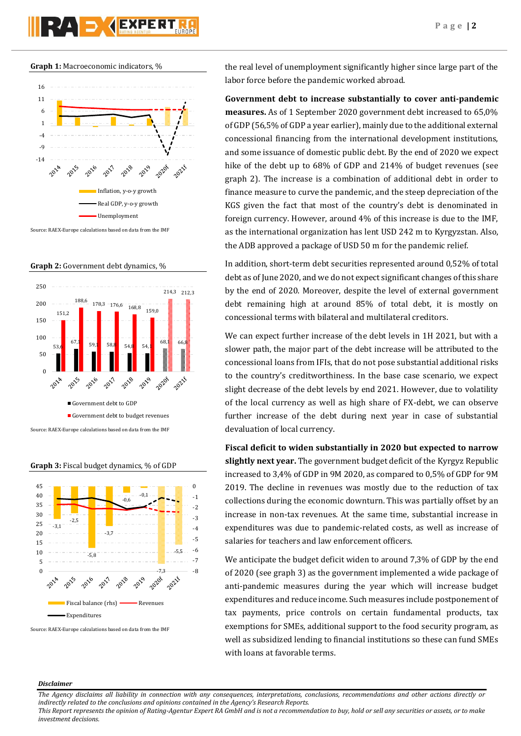**Graph 1:** Macroeconomic indicators, %

Source: RAEX-Europe calculations based on data from the IMF

**Graph 2:** Government debt dynamics, %

Source: RAEX-Europe calculations based on data from the IMF

**Graph 3:** Fiscal budget dynamics, % of GDP

Source: RAEX-Europe calculations based on data from the IMF

the real level of unemployment significantly higher since large part of the labor force before the pandemic worked abroad.

**Government debt to increase substantially to cover anti-pandemic measures.** As of 1 September 2020 government debt increased to 65,0% of GDP (56,5% of GDP a year earlier), mainly due to the additional external concessional financing from the international development institutions, and some issuance of domestic public debt. By the end of 2020 we expect hike of the debt up to 68% of GDP and 214% of budget revenues (see graph 2). The increase is a combination of additional debt in order to finance measure to curve the pandemic, and the steep depreciation of the KGS given the fact that most of the country's debt is denominated in foreign currency. However, around 4% of this increase is due to the IMF, as the international organization has lent USD 242 m to Kyrgyzstan. Also, the ADB approved a package of USD 50 m for the pandemic relief.

In addition, short-term debt securities represented around 0,52% of total debt as of June 2020, and we do not expect significant changes of this share by the end of 2020. Moreover, despite the level of external government debt remaining high at around 85% of total debt, it is mostly on concessional terms with bilateral and multilateral creditors.

We can expect further increase of the debt levels in 1H 2021, but with a slower path, the major part of the debt increase will be attributed to the concessional loans from IFIs, that do not pose substantial additional risks to the country's creditworthiness. In the base case scenario, we expect slight decrease of the debt levels by end 2021. However, due to volatility of the local currency as well as high share of FX-debt, we can observe further increase of the debt during next year in case of substantial devaluation of local currency.

**Fiscal deficit to widen substantially in 2020 but expected to narrow slightly next year.** The government budget deficit of the Kyrgyz Republic increased to 3,4% of GDP in 9M 2020, as compared to 0,5% of GDP for 9M 2019. The decline in revenues was mostly due to the reduction of tax collections during the economic downturn. This was partially offset by an increase in non-tax revenues. At the same time, substantial increase in expenditures was due to pandemic-related costs, as well as increase of salaries for teachers and law enforcement officers.

We anticipate the budget deficit widen to around 7,3% of GDP by the end of 2020 (see graph 3) as the government implemented a wide package of anti-pandemic measures during the year which will increase budget expenditures and reduce income. Such measures include postponement of tax payments, price controls on certain fundamental products, tax exemptions for SMEs, additional support to the food security program, as well as subsidized lending to financial institutions so these can fund SMEs with loans at favorable terms.

***Disclaimer***

*The Agency disclaims all liability in connection with any consequences, interpretations, conclusions, recommendations and other actions directly or indirectly related to the conclusions and opinions contained in the Agency's Research Reports.*
*This Report represents the opinion of Rating-Agentur Expert RA GmbH and is not a recommendation to buy, hold or sell any securities or assets, or to make investment decisions.*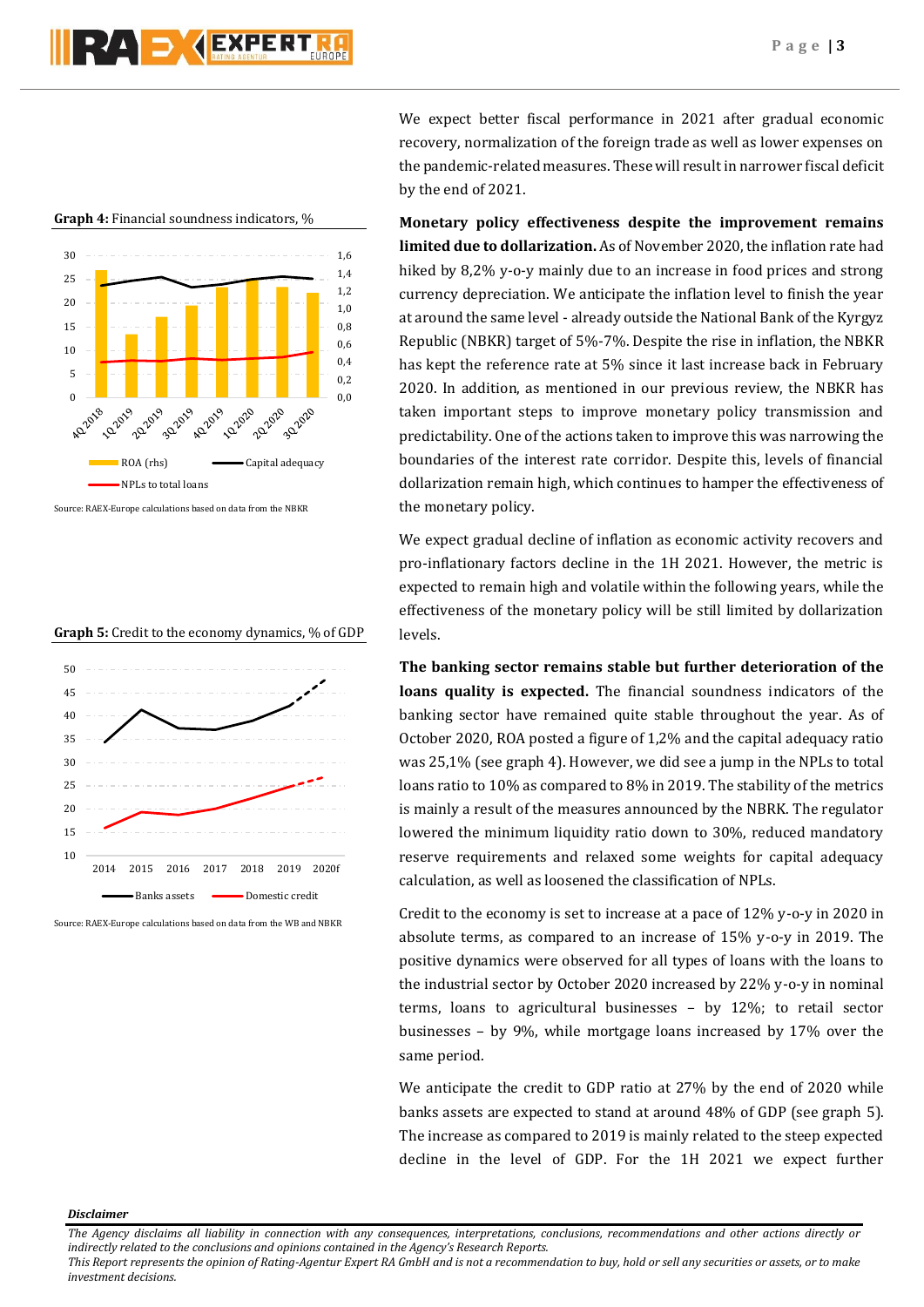We expect better fiscal performance in 2021 after gradual economic recovery, normalization of the foreign trade as well as lower expenses on the pandemic-related measures. These will result in narrower fiscal deficit by the end of 2021.

**Graph 4:** Financial soundness indicators, %

Source: RAEX-Europe calculations based on data from the NBKR

**Graph 5:** Credit to the economy dynamics, % of GDP

Source: RAEX-Europe calculations based on data from the WB and NBKR

**Monetary policy effectiveness despite the improvement remains limited due to dollarization.** As of November 2020, the inflation rate had hiked by 8,2% y-o-y mainly due to an increase in food prices and strong currency depreciation. We anticipate the inflation level to finish the year at around the same level - already outside the National Bank of the Kyrgyz Republic (NBKR) target of 5%-7%. Despite the rise in inflation, the NBKR has kept the reference rate at 5% since it last increase back in February 2020. In addition, as mentioned in our previous review, the NBKR has taken important steps to improve monetary policy transmission and predictability. One of the actions taken to improve this was narrowing the boundaries of the interest rate corridor. Despite this, levels of financial dollarization remain high, which continues to hamper the effectiveness of the monetary policy.

We expect gradual decline of inflation as economic activity recovers and pro-inflationary factors decline in the 1H 2021. However, the metric is expected to remain high and volatile within the following years, while the effectiveness of the monetary policy will be still limited by dollarization levels.

**The banking sector remains stable but further deterioration of the loans quality is expected.** The financial soundness indicators of the banking sector have remained quite stable throughout the year. As of October 2020, ROA posted a figure of 1,2% and the capital adequacy ratio was 25,1% (see graph 4). However, we did see a jump in the NPLs to total loans ratio to 10% as compared to 8% in 2019. The stability of the metrics is mainly a result of the measures announced by the NBRK. The regulator lowered the minimum liquidity ratio down to 30%, reduced mandatory reserve requirements and relaxed some weights for capital adequacy calculation, as well as loosened the classification of NPLs.

Credit to the economy is set to increase at a pace of 12% y-o-y in 2020 in absolute terms, as compared to an increase of 15% y-o-y in 2019. The positive dynamics were observed for all types of loans with the loans to the industrial sector by October 2020 increased by 22% y-o-y in nominal terms, loans to agricultural businesses – by 12%; to retail sector businesses – by 9%, while mortgage loans increased by 17% over the same period.

We anticipate the credit to GDP ratio at 27% by the end of 2020 while banks assets are expected to stand at around 48% of GDP (see graph 5). The increase as compared to 2019 is mainly related to the steep expected decline in the level of GDP. For the 1H 2021 we expect further

*Disclaimer*

*The Agency disclaims all liability in connection with any consequences, interpretations, conclusions, recommendations and other actions directly or indirectly related to the conclusions and opinions contained in the Agency's Research Reports.*
*This Report represents the opinion of Rating-Agentur Expert RA GmbH and is not a recommendation to buy, hold or sell any securities or assets, or to make investment decisions.*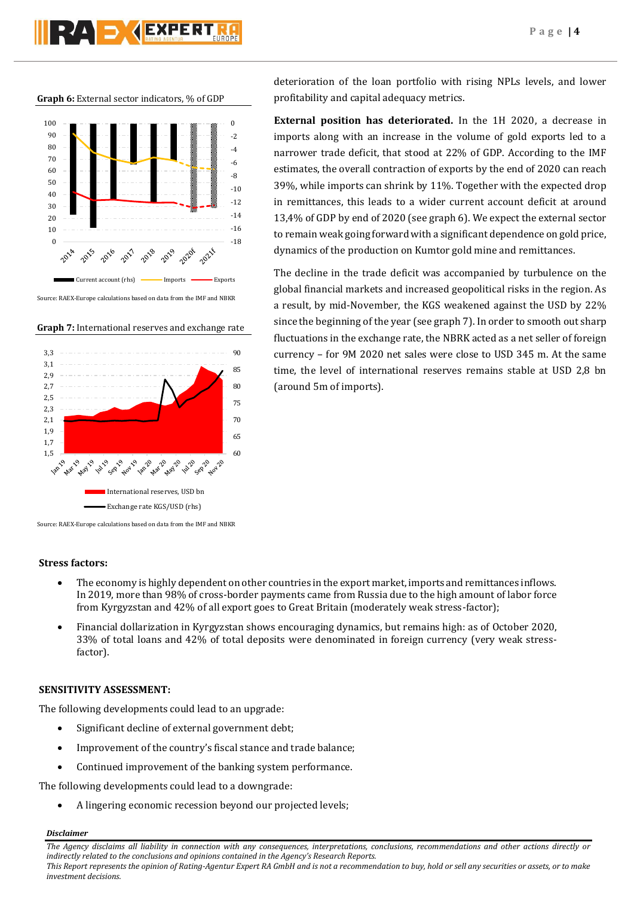**Graph 6:** External sector indicators, % of GDP

Source: RAEX-Europe calculations based on data from the IMF and NBKR

**Graph 7:** International reserves and exchange rate

Source: RAEX-Europe calculations based on data from the IMF and NBKR

deterioration of the loan portfolio with rising NPLs levels, and lower profitability and capital adequacy metrics.

**External position has deteriorated.** In the 1H 2020, a decrease in imports along with an increase in the volume of gold exports led to a narrower trade deficit, that stood at 22% of GDP. According to the IMF estimates, the overall contraction of exports by the end of 2020 can reach 39%, while imports can shrink by 11%. Together with the expected drop in remittances, this leads to a wider current account deficit at around 13,4% of GDP by end of 2020 (see graph 6). We expect the external sector to remain weak going forward with a significant dependence on gold price, dynamics of the production on Kumtor gold mine and remittances.

The decline in the trade deficit was accompanied by turbulence on the global financial markets and increased geopolitical risks in the region. As a result, by mid-November, the KGS weakened against the USD by 22% since the beginning of the year (see graph 7). In order to smooth out sharp fluctuations in the exchange rate, the NBRK acted as a net seller of foreign currency – for 9M 2020 net sales were close to USD 345 m. At the same time, the level of international reserves remains stable at USD 2,8 bn (around 5m of imports).

### Stress factors:

- The economy is highly dependent on other countries in the export market, imports and remittances inflows. In 2019, more than 98% of cross-border payments came from Russia due to the high amount of labor force from Kyrgyzstan and 42% of all export goes to Great Britain (moderately weak stress-factor);
- Financial dollarization in Kyrgyzstan shows encouraging dynamics, but remains high: as of October 2020, 33% of total loans and 42% of total deposits were denominated in foreign currency (very weak stress-factor).

### SENSITIVITY ASSESSMENT:

The following developments could lead to an upgrade:

- Significant decline of external government debt;
- Improvement of the country's fiscal stance and trade balance;
- Continued improvement of the banking system performance.

The following developments could lead to a downgrade:

- A lingering economic recession beyond our projected levels;

***Disclaimer***

*The Agency disclaims all liability in connection with any consequences, interpretations, conclusions, recommendations and other actions directly or indirectly related to the conclusions and opinions contained in the Agency's Research Reports.*
*This Report represents the opinion of Rating-Agentur Expert RA GmbH and is not a recommendation to buy, hold or sell any securities or assets, or to make investment decisions.*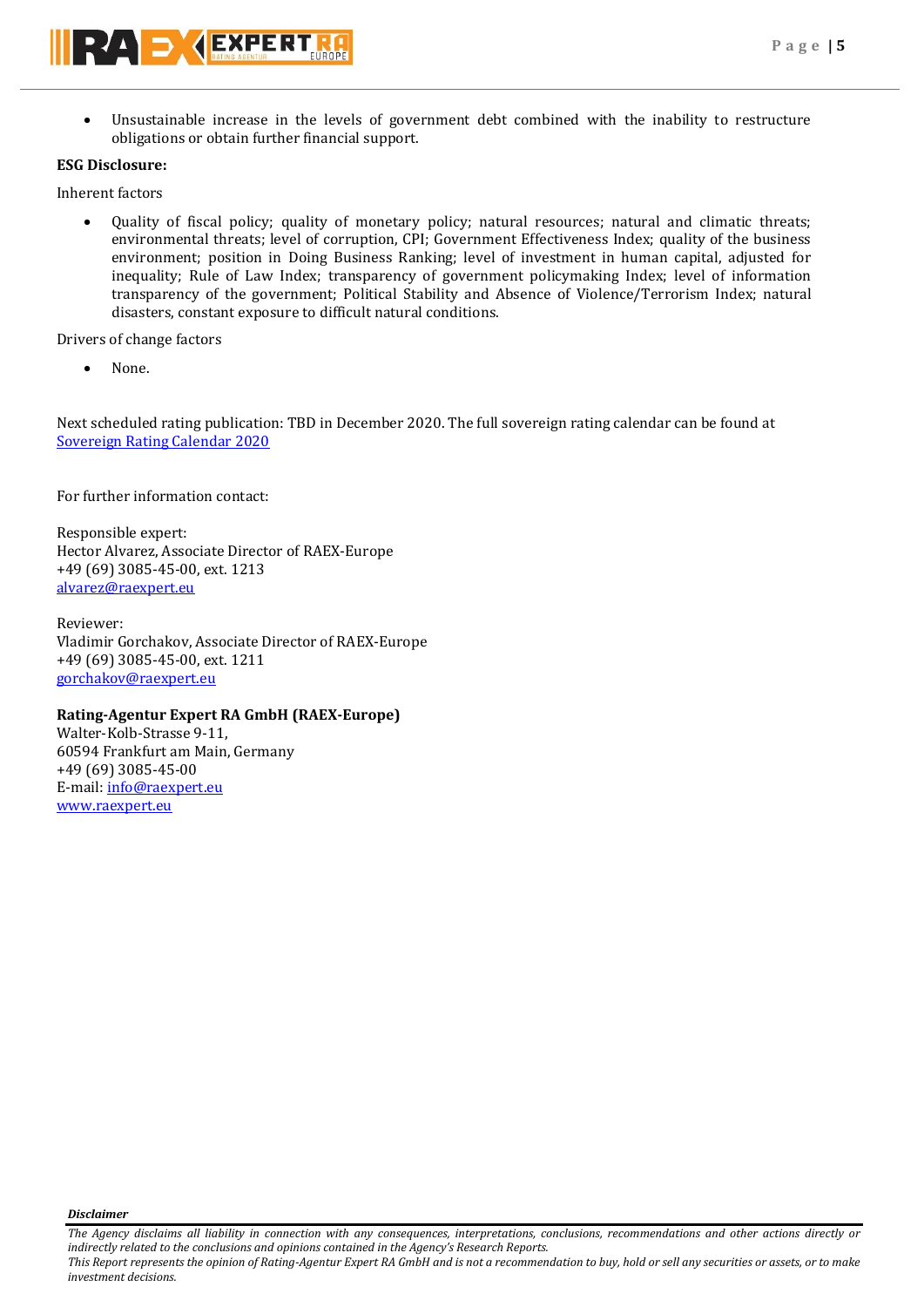- Unsustainable increase in the levels of government debt combined with the inability to restructure obligations or obtain further financial support.

**ESG Disclosure:**

Inherent factors

- Quality of fiscal policy; quality of monetary policy; natural resources; natural and climatic threats; environmental threats; level of corruption, CPI; Government Effectiveness Index; quality of the business environment; position in Doing Business Ranking; level of investment in human capital, adjusted for inequality; Rule of Law Index; transparency of government policymaking Index; level of information transparency of the government; Political Stability and Absence of Violence/Terrorism Index; natural disasters, constant exposure to difficult natural conditions.

Drivers of change factors

- None.

Next scheduled rating publication: TBD in December 2020. The full sovereign rating calendar can be found at [Sovereign Rating Calendar 2020]

For further information contact:

Responsible expert:
Hector Alvarez, Associate Director of RAEX-Europe
+49 (69) 3085-45-00, ext. 1213
alvarez@raexpert.eu

Reviewer:
Vladimir Gorchakov, Associate Director of RAEX-Europe
+49 (69) 3085-45-00, ext. 1211
gorchakov@raexpert.eu

**Rating-Agentur Expert RA GmbH (RAEX-Europe)**
Walter-Kolb-Strasse 9-11,
60594 Frankfurt am Main, Germany
+49 (69) 3085-45-00
E-mail: info@raexpert.eu
www.raexpert.eu

***Disclaimer***

*The Agency disclaims all liability in connection with any consequences, interpretations, conclusions, recommendations and other actions directly or indirectly related to the conclusions and opinions contained in the Agency's Research Reports.*
*This Report represents the opinion of Rating-Agentur Expert RA GmbH and is not a recommendation to buy, hold or sell any securities or assets, or to make investment decisions.*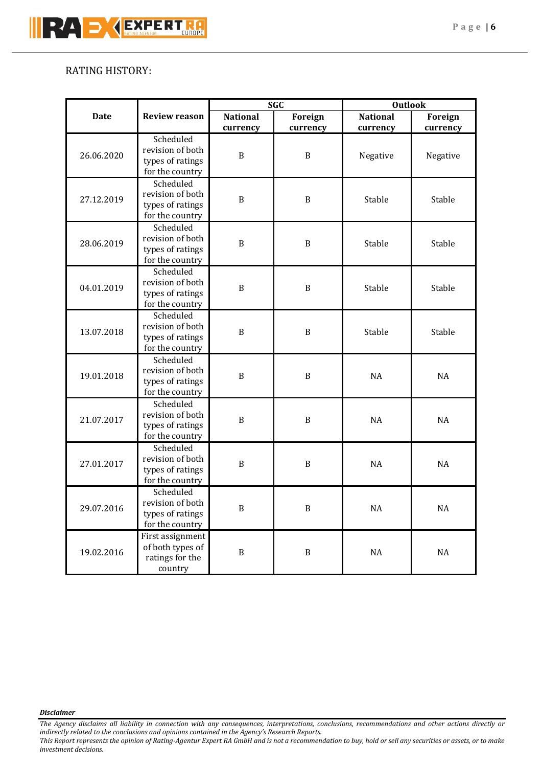RATING HISTORY:

| Date | Review reason | SGC | | Outlook | |
|---|---|---|---|---|---|
| | | National currency | Foreign currency | National currency | Foreign currency |
| 26.06.2020 | Scheduled revision of both types of ratings for the country | B | B | Negative | Negative |
| 27.12.2019 | Scheduled revision of both types of ratings for the country | B | B | Stable | Stable |
| 28.06.2019 | Scheduled revision of both types of ratings for the country | B | B | Stable | Stable |
| 04.01.2019 | Scheduled revision of both types of ratings for the country | B | B | Stable | Stable |
| 13.07.2018 | Scheduled revision of both types of ratings for the country | B | B | Stable | Stable |
| 19.01.2018 | Scheduled revision of both types of ratings for the country | B | B | NA | NA |
| 21.07.2017 | Scheduled revision of both types of ratings for the country | B | B | NA | NA |
| 27.01.2017 | Scheduled revision of both types of ratings for the country | B | B | NA | NA |
| 29.07.2016 | Scheduled revision of both types of ratings for the country | B | B | NA | NA |
| 19.02.2016 | First assignment of both types of ratings for the country | B | B | NA | NA |

***Disclaimer***

*The Agency disclaims all liability in connection with any consequences, interpretations, conclusions, recommendations and other actions directly or indirectly related to the conclusions and opinions contained in the Agency's Research Reports.*

*This Report represents the opinion of Rating-Agentur Expert RA GmbH and is not a recommendation to buy, hold or sell any securities or assets, or to make investment decisions.*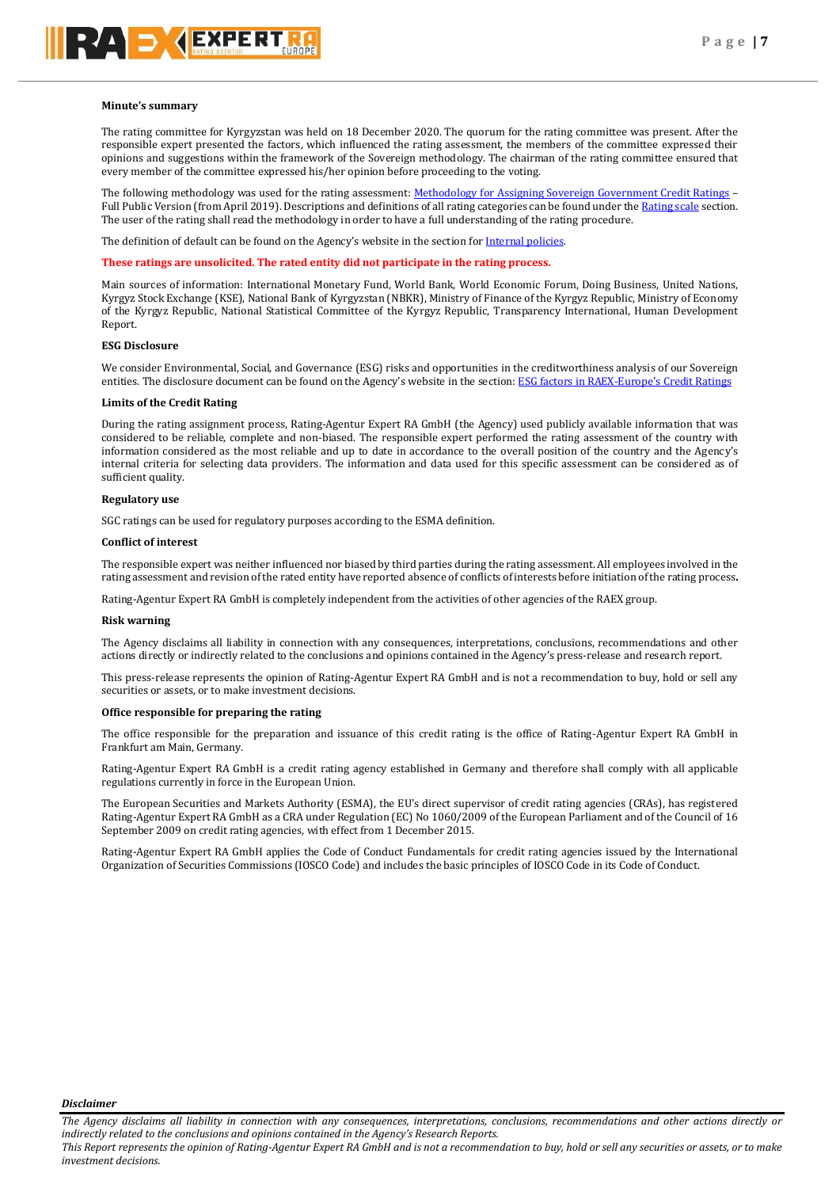**Minute's summary**

The rating committee for Kyrgyzstan was held on 18 December 2020. The quorum for the rating committee was present. After the responsible expert presented the factors, which influenced the rating assessment, the members of the committee expressed their opinions and suggestions within the framework of the Sovereign methodology. The chairman of the rating committee ensured that every member of the committee expressed his/her opinion before proceeding to the voting.

The following methodology was used for the rating assessment: Methodology for Assigning Sovereign Government Credit Ratings – Full Public Version (from April 2019). Descriptions and definitions of all rating categories can be found under the Rating scale section. The user of the rating shall read the methodology in order to have a full understanding of the rating procedure.

The definition of default can be found on the Agency's website in the section for Internal policies.

**These ratings are unsolicited. The rated entity did not participate in the rating process.**

Main sources of information: International Monetary Fund, World Bank, World Economic Forum, Doing Business, United Nations, Kyrgyz Stock Exchange (KSE), National Bank of Kyrgyzstan (NBKR), Ministry of Finance of the Kyrgyz Republic, Ministry of Economy of the Kyrgyz Republic, National Statistical Committee of the Kyrgyz Republic, Transparency International, Human Development Report.

**ESG Disclosure**

We consider Environmental, Social, and Governance (ESG) risks and opportunities in the creditworthiness analysis of our Sovereign entities. The disclosure document can be found on the Agency's website in the section: ESG factors in RAEX-Europe's Credit Ratings

**Limits of the Credit Rating**

During the rating assignment process, Rating-Agentur Expert RA GmbH (the Agency) used publicly available information that was considered to be reliable, complete and non-biased. The responsible expert performed the rating assessment of the country with information considered as the most reliable and up to date in accordance to the overall position of the country and the Agency's internal criteria for selecting data providers. The information and data used for this specific assessment can be considered as of sufficient quality.

**Regulatory use**

SGC ratings can be used for regulatory purposes according to the ESMA definition.

**Conflict of interest**

The responsible expert was neither influenced nor biased by third parties during the rating assessment. All employees involved in the rating assessment and revision of the rated entity have reported absence of conflicts of interests before initiation of the rating process.

Rating-Agentur Expert RA GmbH is completely independent from the activities of other agencies of the RAEX group.

**Risk warning**

The Agency disclaims all liability in connection with any consequences, interpretations, conclusions, recommendations and other actions directly or indirectly related to the conclusions and opinions contained in the Agency's press-release and research report.

This press-release represents the opinion of Rating-Agentur Expert RA GmbH and is not a recommendation to buy, hold or sell any securities or assets, or to make investment decisions.

**Office responsible for preparing the rating**

The office responsible for the preparation and issuance of this credit rating is the office of Rating-Agentur Expert RA GmbH in Frankfurt am Main, Germany.

Rating-Agentur Expert RA GmbH is a credit rating agency established in Germany and therefore shall comply with all applicable regulations currently in force in the European Union.

The European Securities and Markets Authority (ESMA), the EU's direct supervisor of credit rating agencies (CRAs), has registered Rating-Agentur Expert RA GmbH as a CRA under Regulation (EC) No 1060/2009 of the European Parliament and of the Council of 16 September 2009 on credit rating agencies, with effect from 1 December 2015.

Rating-Agentur Expert RA GmbH applies the Code of Conduct Fundamentals for credit rating agencies issued by the International Organization of Securities Commissions (IOSCO Code) and includes the basic principles of IOSCO Code in its Code of Conduct.

***Disclaimer***

*The Agency disclaims all liability in connection with any consequences, interpretations, conclusions, recommendations and other actions directly or indirectly related to the conclusions and opinions contained in the Agency's Research Reports.*

*This Report represents the opinion of Rating-Agentur Expert RA GmbH and is not a recommendation to buy, hold or sell any securities or assets, or to make investment decisions.*